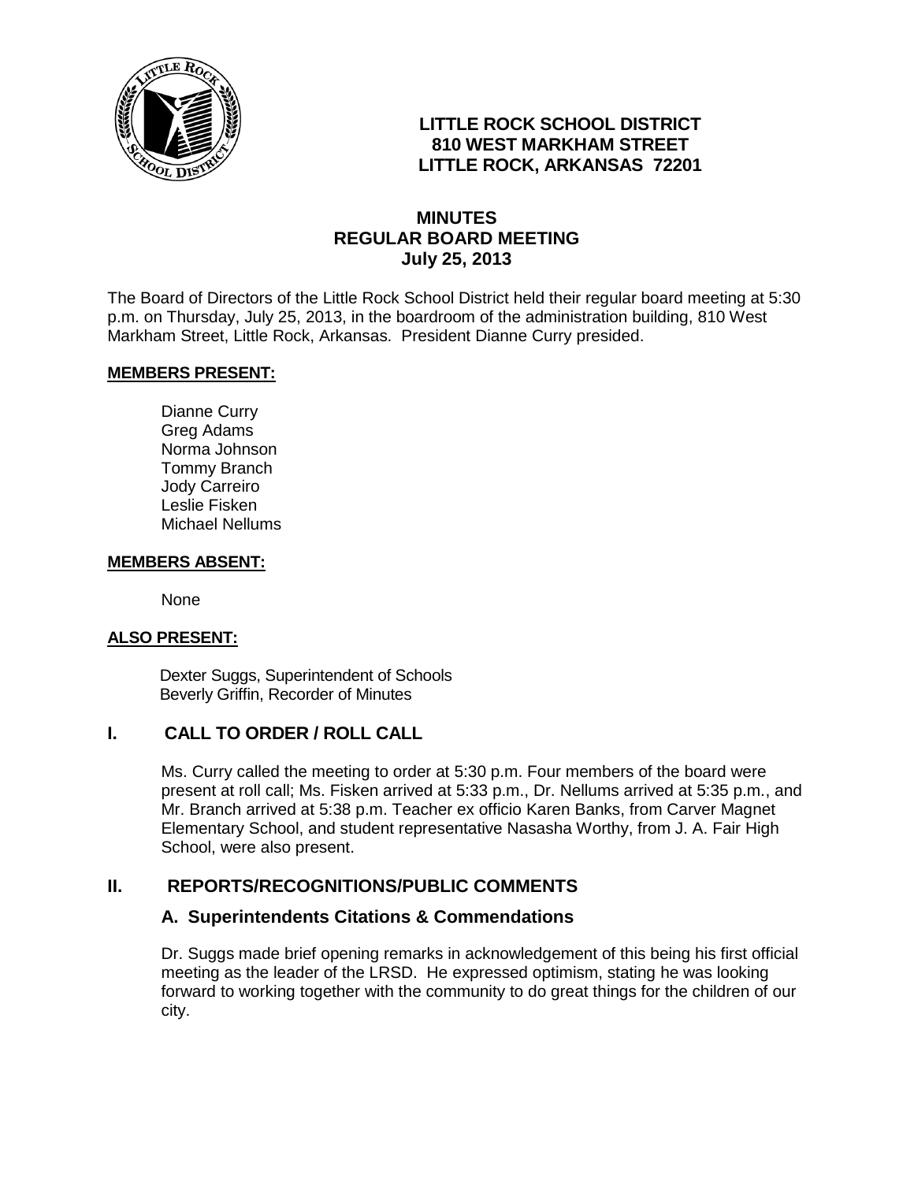# LITTLE ROCK SCHOOL DISTRICT
**810 WEST MARKHAM STREET**
**LITTLE ROCK, ARKANSAS 72201**

## MINUTES
## REGULAR BOARD MEETING
## July 25, 2013

The Board of Directors of the Little Rock School District held their regular board meeting at 5:30 p.m. on Thursday, July 25, 2013, in the boardroom of the administration building, 810 West Markham Street, Little Rock, Arkansas. President Dianne Curry presided.

**MEMBERS PRESENT:**

Dianne Curry
Greg Adams
Norma Johnson
Tommy Branch
Jody Carreiro
Leslie Fisken
Michael Nellums

**MEMBERS ABSENT:**

None

**ALSO PRESENT:**

Dexter Suggs, Superintendent of Schools
Beverly Griffin, Recorder of Minutes

## I. CALL TO ORDER / ROLL CALL

Ms. Curry called the meeting to order at 5:30 p.m. Four members of the board were present at roll call; Ms. Fisken arrived at 5:33 p.m., Dr. Nellums arrived at 5:35 p.m., and Mr. Branch arrived at 5:38 p.m. Teacher ex officio Karen Banks, from Carver Magnet Elementary School, and student representative Nasasha Worthy, from J. A. Fair High School, were also present.

## II. REPORTS/RECOGNITIONS/PUBLIC COMMENTS

### A. Superintendents Citations & Commendations

Dr. Suggs made brief opening remarks in acknowledgement of this being his first official meeting as the leader of the LRSD. He expressed optimism, stating he was looking forward to working together with the community to do great things for the children of our city.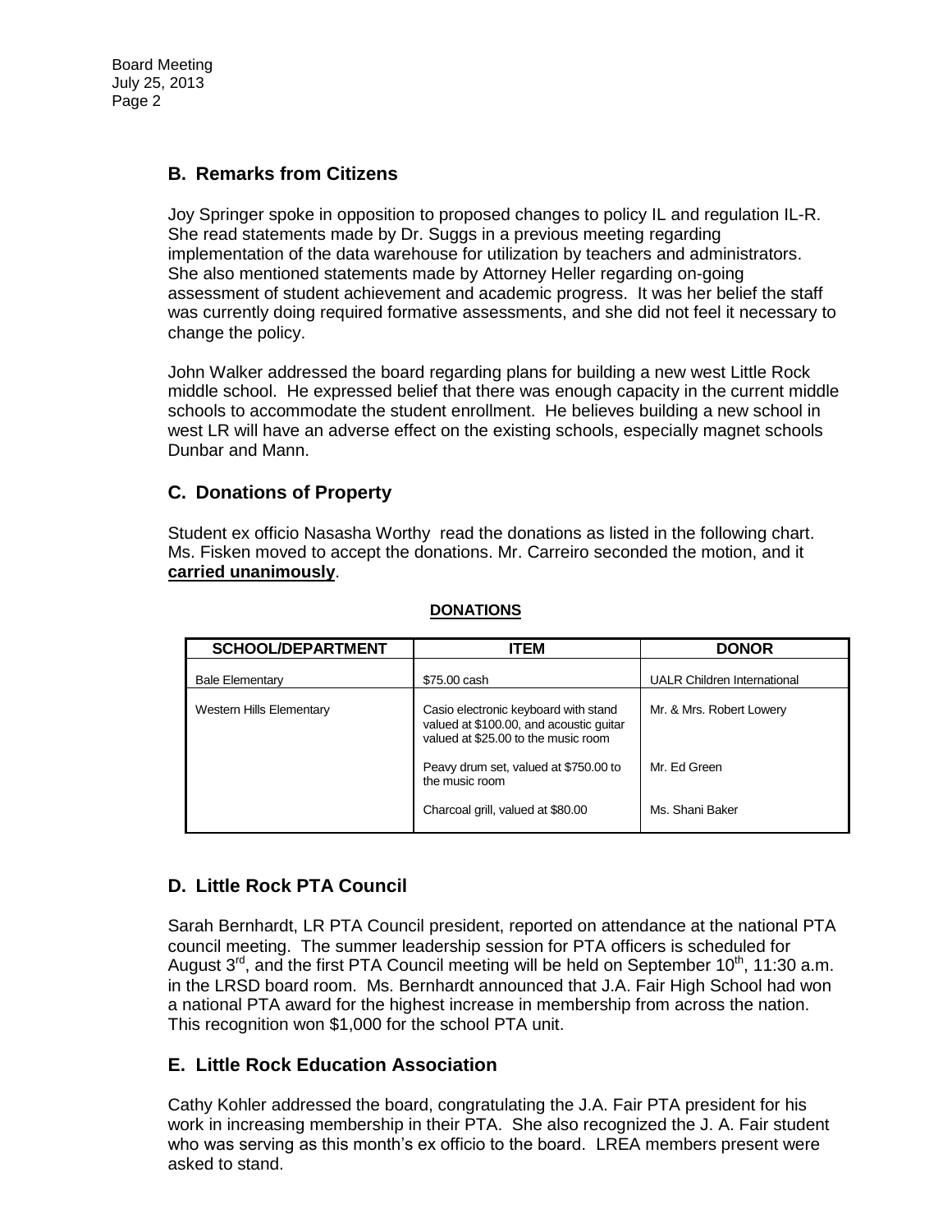## B. Remarks from Citizens

Joy Springer spoke in opposition to proposed changes to policy IL and regulation IL-R. She read statements made by Dr. Suggs in a previous meeting regarding implementation of the data warehouse for utilization by teachers and administrators. She also mentioned statements made by Attorney Heller regarding on-going assessment of student achievement and academic progress. It was her belief the staff was currently doing required formative assessments, and she did not feel it necessary to change the policy.

John Walker addressed the board regarding plans for building a new west Little Rock middle school. He expressed belief that there was enough capacity in the current middle schools to accommodate the student enrollment. He believes building a new school in west LR will have an adverse effect on the existing schools, especially magnet schools Dunbar and Mann.

## C. Donations of Property

Student ex officio Nasasha Worthy read the donations as listed in the following chart. Ms. Fisken moved to accept the donations. Mr. Carreiro seconded the motion, and it **carried unanimously**.

**DONATIONS**

| SCHOOL/DEPARTMENT | ITEM | DONOR |
|---|---|---|
| Bale Elementary | $75.00 cash | UALR Children International |
| Western Hills Elementary | Casio electronic keyboard with stand valued at $100.00, and acoustic guitar valued at $25.00 to the music room | Mr. & Mrs. Robert Lowery |
| | Peavy drum set, valued at $750.00 to the music room | Mr. Ed Green |
| | Charcoal grill, valued at $80.00 | Ms. Shani Baker |

## D. Little Rock PTA Council

Sarah Bernhardt, LR PTA Council president, reported on attendance at the national PTA council meeting. The summer leadership session for PTA officers is scheduled for August 3rd, and the first PTA Council meeting will be held on September 10th, 11:30 a.m. in the LRSD board room. Ms. Bernhardt announced that J.A. Fair High School had won a national PTA award for the highest increase in membership from across the nation. This recognition won $1,000 for the school PTA unit.

## E. Little Rock Education Association

Cathy Kohler addressed the board, congratulating the J.A. Fair PTA president for his work in increasing membership in their PTA. She also recognized the J. A. Fair student who was serving as this month's ex officio to the board. LREA members present were asked to stand.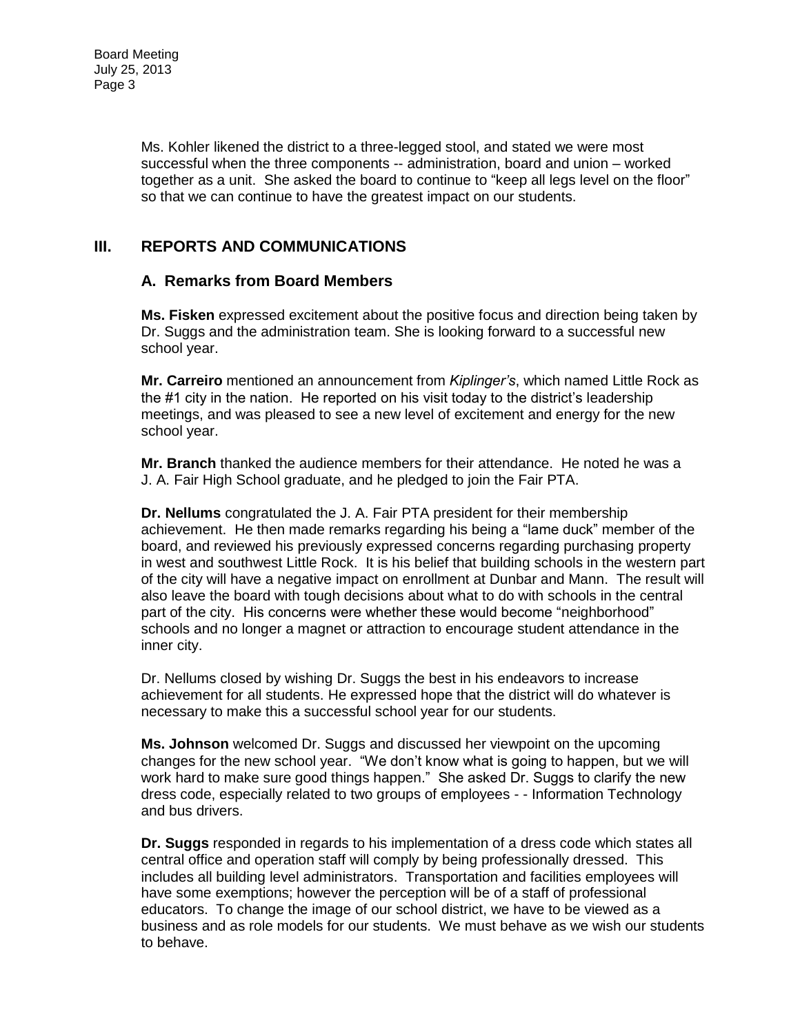Ms. Kohler likened the district to a three-legged stool, and stated we were most successful when the three components -- administration, board and union – worked together as a unit. She asked the board to continue to "keep all legs level on the floor" so that we can continue to have the greatest impact on our students.

## III. REPORTS AND COMMUNICATIONS

### A. Remarks from Board Members

**Ms. Fisken** expressed excitement about the positive focus and direction being taken by Dr. Suggs and the administration team. She is looking forward to a successful new school year.

**Mr. Carreiro** mentioned an announcement from *Kiplinger's*, which named Little Rock as the #1 city in the nation. He reported on his visit today to the district's leadership meetings, and was pleased to see a new level of excitement and energy for the new school year.

**Mr. Branch** thanked the audience members for their attendance. He noted he was a J. A. Fair High School graduate, and he pledged to join the Fair PTA.

**Dr. Nellums** congratulated the J. A. Fair PTA president for their membership achievement. He then made remarks regarding his being a "lame duck" member of the board, and reviewed his previously expressed concerns regarding purchasing property in west and southwest Little Rock. It is his belief that building schools in the western part of the city will have a negative impact on enrollment at Dunbar and Mann. The result will also leave the board with tough decisions about what to do with schools in the central part of the city. His concerns were whether these would become "neighborhood" schools and no longer a magnet or attraction to encourage student attendance in the inner city.

Dr. Nellums closed by wishing Dr. Suggs the best in his endeavors to increase achievement for all students. He expressed hope that the district will do whatever is necessary to make this a successful school year for our students.

**Ms. Johnson** welcomed Dr. Suggs and discussed her viewpoint on the upcoming changes for the new school year. "We don't know what is going to happen, but we will work hard to make sure good things happen." She asked Dr. Suggs to clarify the new dress code, especially related to two groups of employees - - Information Technology and bus drivers.

**Dr. Suggs** responded in regards to his implementation of a dress code which states all central office and operation staff will comply by being professionally dressed. This includes all building level administrators. Transportation and facilities employees will have some exemptions; however the perception will be of a staff of professional educators. To change the image of our school district, we have to be viewed as a business and as role models for our students. We must behave as we wish our students to behave.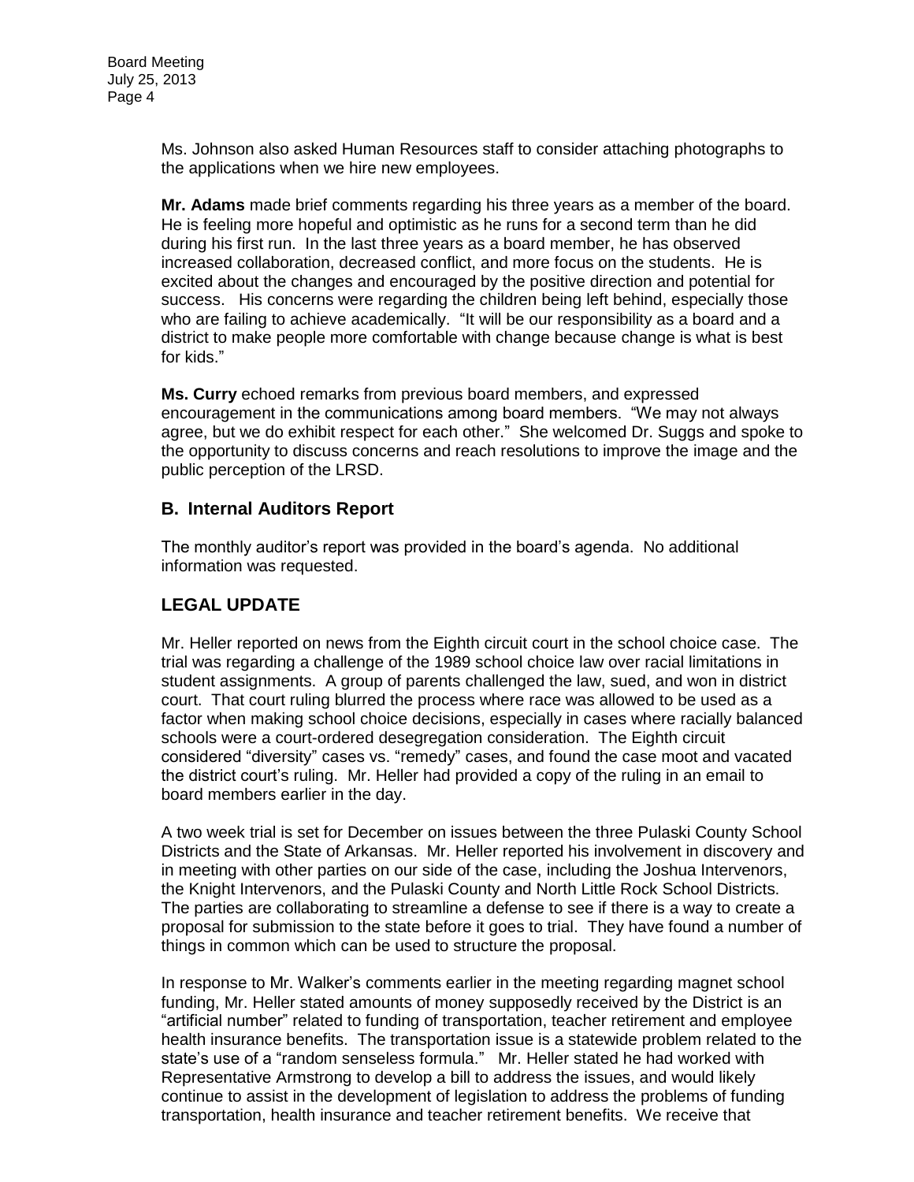Ms. Johnson also asked Human Resources staff to consider attaching photographs to the applications when we hire new employees.

**Mr. Adams** made brief comments regarding his three years as a member of the board. He is feeling more hopeful and optimistic as he runs for a second term than he did during his first run. In the last three years as a board member, he has observed increased collaboration, decreased conflict, and more focus on the students. He is excited about the changes and encouraged by the positive direction and potential for success. His concerns were regarding the children being left behind, especially those who are failing to achieve academically. "It will be our responsibility as a board and a district to make people more comfortable with change because change is what is best for kids."

**Ms. Curry** echoed remarks from previous board members, and expressed encouragement in the communications among board members. "We may not always agree, but we do exhibit respect for each other." She welcomed Dr. Suggs and spoke to the opportunity to discuss concerns and reach resolutions to improve the image and the public perception of the LRSD.

## B. Internal Auditors Report

The monthly auditor's report was provided in the board's agenda. No additional information was requested.

## LEGAL UPDATE

Mr. Heller reported on news from the Eighth circuit court in the school choice case. The trial was regarding a challenge of the 1989 school choice law over racial limitations in student assignments. A group of parents challenged the law, sued, and won in district court. That court ruling blurred the process where race was allowed to be used as a factor when making school choice decisions, especially in cases where racially balanced schools were a court-ordered desegregation consideration. The Eighth circuit considered "diversity" cases vs. "remedy" cases, and found the case moot and vacated the district court's ruling. Mr. Heller had provided a copy of the ruling in an email to board members earlier in the day.

A two week trial is set for December on issues between the three Pulaski County School Districts and the State of Arkansas. Mr. Heller reported his involvement in discovery and in meeting with other parties on our side of the case, including the Joshua Intervenors, the Knight Intervenors, and the Pulaski County and North Little Rock School Districts. The parties are collaborating to streamline a defense to see if there is a way to create a proposal for submission to the state before it goes to trial. They have found a number of things in common which can be used to structure the proposal.

In response to Mr. Walker's comments earlier in the meeting regarding magnet school funding, Mr. Heller stated amounts of money supposedly received by the District is an "artificial number" related to funding of transportation, teacher retirement and employee health insurance benefits. The transportation issue is a statewide problem related to the state's use of a "random senseless formula." Mr. Heller stated he had worked with Representative Armstrong to develop a bill to address the issues, and would likely continue to assist in the development of legislation to address the problems of funding transportation, health insurance and teacher retirement benefits. We receive that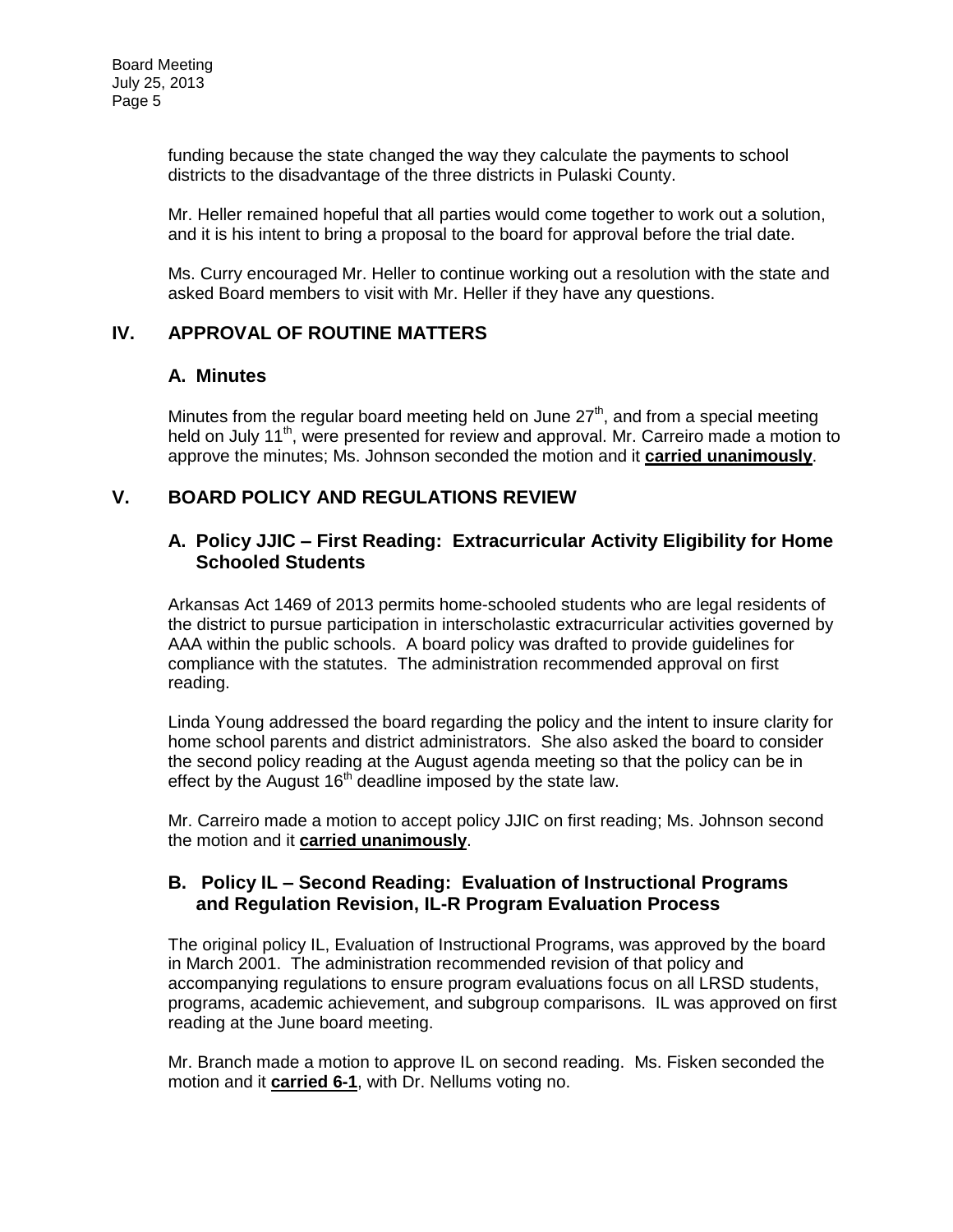funding because the state changed the way they calculate the payments to school districts to the disadvantage of the three districts in Pulaski County.

Mr. Heller remained hopeful that all parties would come together to work out a solution, and it is his intent to bring a proposal to the board for approval before the trial date.

Ms. Curry encouraged Mr. Heller to continue working out a resolution with the state and asked Board members to visit with Mr. Heller if they have any questions.

## IV. APPROVAL OF ROUTINE MATTERS

### A. Minutes

Minutes from the regular board meeting held on June 27th, and from a special meeting held on July 11th, were presented for review and approval. Mr. Carreiro made a motion to approve the minutes; Ms. Johnson seconded the motion and it **carried unanimously**.

## V. BOARD POLICY AND REGULATIONS REVIEW

### A. Policy JJIC – First Reading: Extracurricular Activity Eligibility for Home Schooled Students

Arkansas Act 1469 of 2013 permits home-schooled students who are legal residents of the district to pursue participation in interscholastic extracurricular activities governed by AAA within the public schools. A board policy was drafted to provide guidelines for compliance with the statutes. The administration recommended approval on first reading.

Linda Young addressed the board regarding the policy and the intent to insure clarity for home school parents and district administrators. She also asked the board to consider the second policy reading at the August agenda meeting so that the policy can be in effect by the August 16th deadline imposed by the state law.

Mr. Carreiro made a motion to accept policy JJIC on first reading; Ms. Johnson second the motion and it **carried unanimously**.

### B. Policy IL – Second Reading: Evaluation of Instructional Programs and Regulation Revision, IL-R Program Evaluation Process

The original policy IL, Evaluation of Instructional Programs, was approved by the board in March 2001. The administration recommended revision of that policy and accompanying regulations to ensure program evaluations focus on all LRSD students, programs, academic achievement, and subgroup comparisons. IL was approved on first reading at the June board meeting.

Mr. Branch made a motion to approve IL on second reading. Ms. Fisken seconded the motion and it **carried 6-1**, with Dr. Nellums voting no.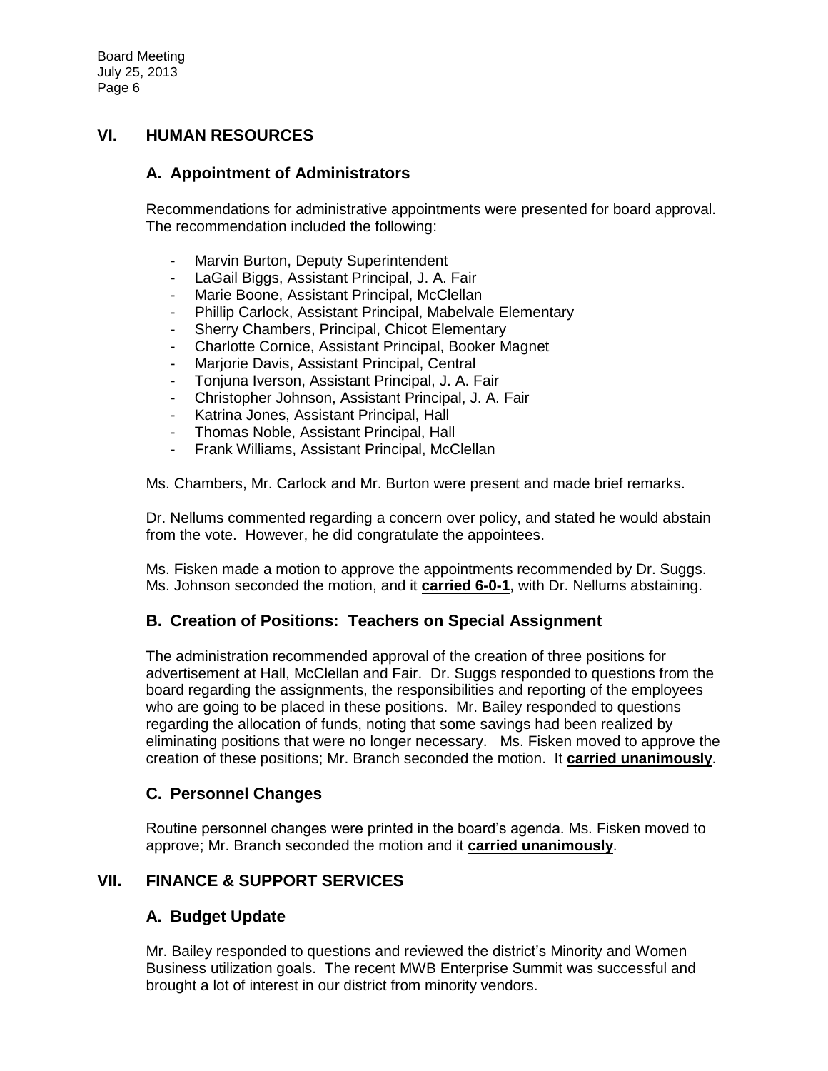## VI. HUMAN RESOURCES

### A. Appointment of Administrators

Recommendations for administrative appointments were presented for board approval. The recommendation included the following:

- Marvin Burton, Deputy Superintendent
- LaGail Biggs, Assistant Principal, J. A. Fair
- Marie Boone, Assistant Principal, McClellan
- Phillip Carlock, Assistant Principal, Mabelvale Elementary
- Sherry Chambers, Principal, Chicot Elementary
- Charlotte Cornice, Assistant Principal, Booker Magnet
- Marjorie Davis, Assistant Principal, Central
- Tonjuna Iverson, Assistant Principal, J. A. Fair
- Christopher Johnson, Assistant Principal, J. A. Fair
- Katrina Jones, Assistant Principal, Hall
- Thomas Noble, Assistant Principal, Hall
- Frank Williams, Assistant Principal, McClellan

Ms. Chambers, Mr. Carlock and Mr. Burton were present and made brief remarks.

Dr. Nellums commented regarding a concern over policy, and stated he would abstain from the vote. However, he did congratulate the appointees.

Ms. Fisken made a motion to approve the appointments recommended by Dr. Suggs. Ms. Johnson seconded the motion, and it **carried 6-0-1**, with Dr. Nellums abstaining.

### B. Creation of Positions: Teachers on Special Assignment

The administration recommended approval of the creation of three positions for advertisement at Hall, McClellan and Fair. Dr. Suggs responded to questions from the board regarding the assignments, the responsibilities and reporting of the employees who are going to be placed in these positions. Mr. Bailey responded to questions regarding the allocation of funds, noting that some savings had been realized by eliminating positions that were no longer necessary. Ms. Fisken moved to approve the creation of these positions; Mr. Branch seconded the motion. It **carried unanimously**.

### C. Personnel Changes

Routine personnel changes were printed in the board's agenda. Ms. Fisken moved to approve; Mr. Branch seconded the motion and it **carried unanimously**.

## VII. FINANCE & SUPPORT SERVICES

### A. Budget Update

Mr. Bailey responded to questions and reviewed the district's Minority and Women Business utilization goals. The recent MWB Enterprise Summit was successful and brought a lot of interest in our district from minority vendors.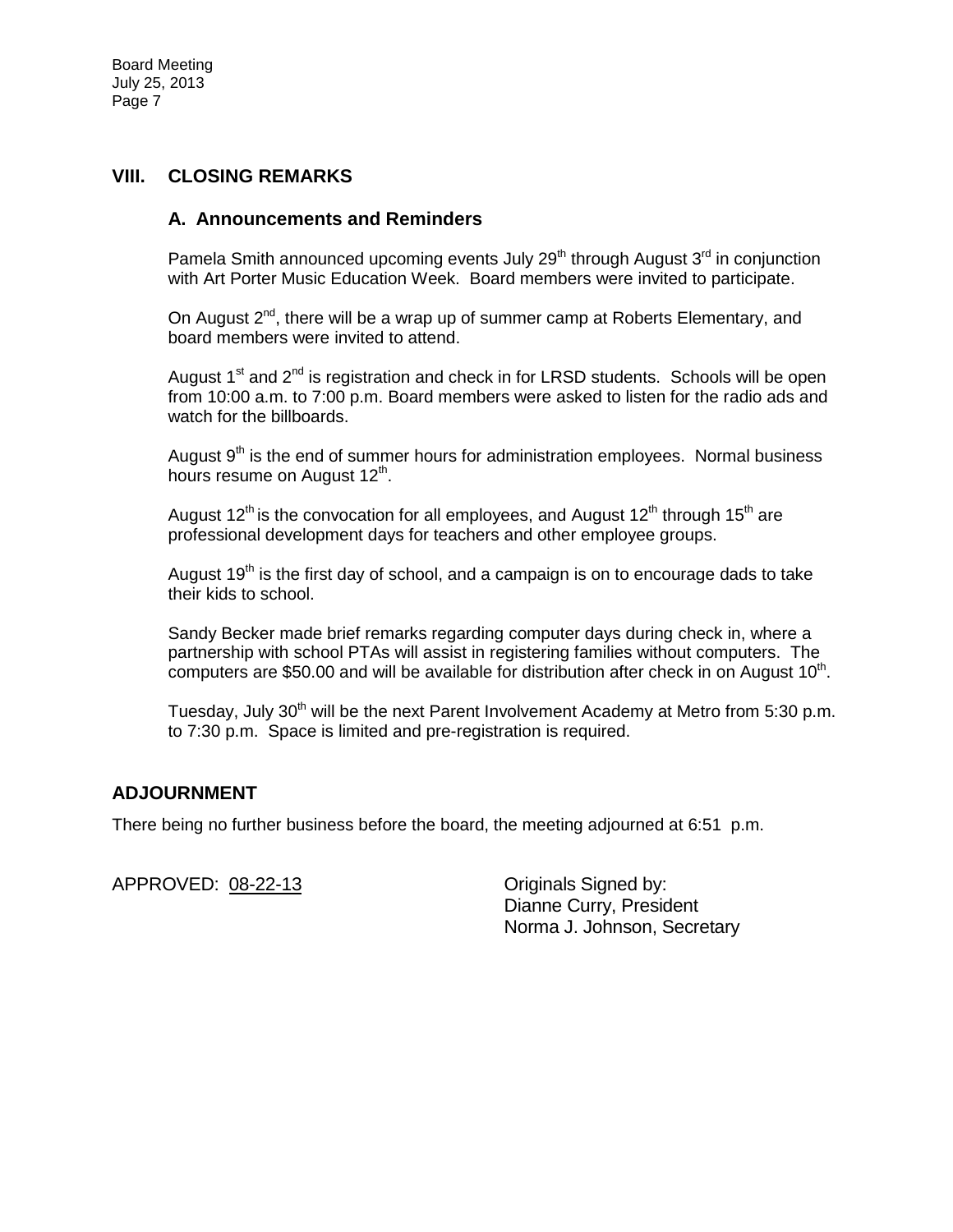## VIII. CLOSING REMARKS

### A. Announcements and Reminders

Pamela Smith announced upcoming events July 29th through August 3rd in conjunction with Art Porter Music Education Week. Board members were invited to participate.

On August 2nd, there will be a wrap up of summer camp at Roberts Elementary, and board members were invited to attend.

August 1st and 2nd is registration and check in for LRSD students. Schools will be open from 10:00 a.m. to 7:00 p.m. Board members were asked to listen for the radio ads and watch for the billboards.

August 9th is the end of summer hours for administration employees. Normal business hours resume on August 12th.

August 12th is the convocation for all employees, and August 12th through 15th are professional development days for teachers and other employee groups.

August 19th is the first day of school, and a campaign is on to encourage dads to take their kids to school.

Sandy Becker made brief remarks regarding computer days during check in, where a partnership with school PTAs will assist in registering families without computers. The computers are $50.00 and will be available for distribution after check in on August 10th.

Tuesday, July 30th will be the next Parent Involvement Academy at Metro from 5:30 p.m. to 7:30 p.m. Space is limited and pre-registration is required.

## ADJOURNMENT

There being no further business before the board, the meeting adjourned at 6:51 p.m.

APPROVED: 08-22-13

Originals Signed by:
Dianne Curry, President
Norma J. Johnson, Secretary